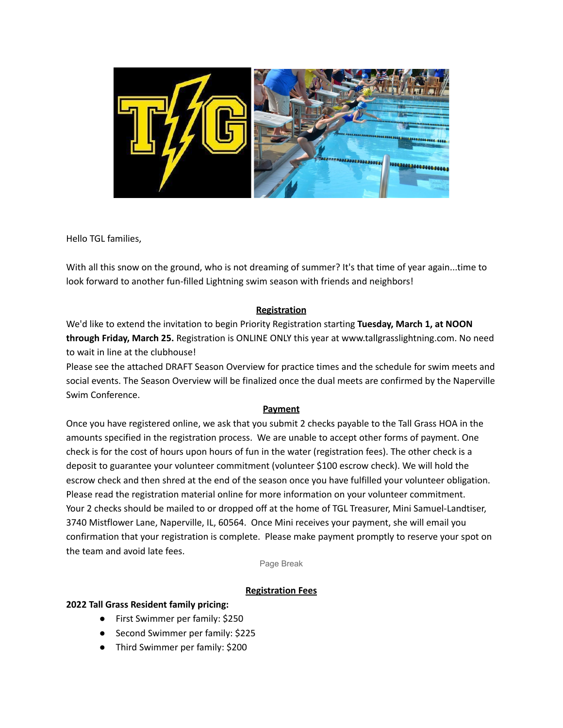Hello TGL families,

With all this snow on the ground, who is not dreaming of summer? It's that time of year again...time to look forward to another fun-filled Lightning swim season with friends and neighbors!

## Registration

We'd like to extend the invitation to begin Priority Registration starting **Tuesday, March 1, at NOON through Friday, March 25.** Registration is ONLINE ONLY this year at www.tallgrasslightning.com. No need to wait in line at the clubhouse!

Please see the attached DRAFT Season Overview for practice times and the schedule for swim meets and social events. The Season Overview will be finalized once the dual meets are confirmed by the Naperville Swim Conference.

## Payment

Once you have registered online, we ask that you submit 2 checks payable to the Tall Grass HOA in the amounts specified in the registration process. We are unable to accept other forms of payment. One check is for the cost of hours upon hours of fun in the water (registration fees). The other check is a deposit to guarantee your volunteer commitment (volunteer $100 escrow check). We will hold the escrow check and then shred at the end of the season once you have fulfilled your volunteer obligation. Please read the registration material online for more information on your volunteer commitment.

Your 2 checks should be mailed to or dropped off at the home of TGL Treasurer, Mini Samuel-Landtiser, 3740 Mistflower Lane, Naperville, IL, 60564. Once Mini receives your payment, she will email you confirmation that your registration is complete. Please make payment promptly to reserve your spot on the team and avoid late fees.

## Registration Fees

**2022 Tall Grass Resident family pricing:**

- First Swimmer per family: $250
- Second Swimmer per family: $225
- Third Swimmer per family: $200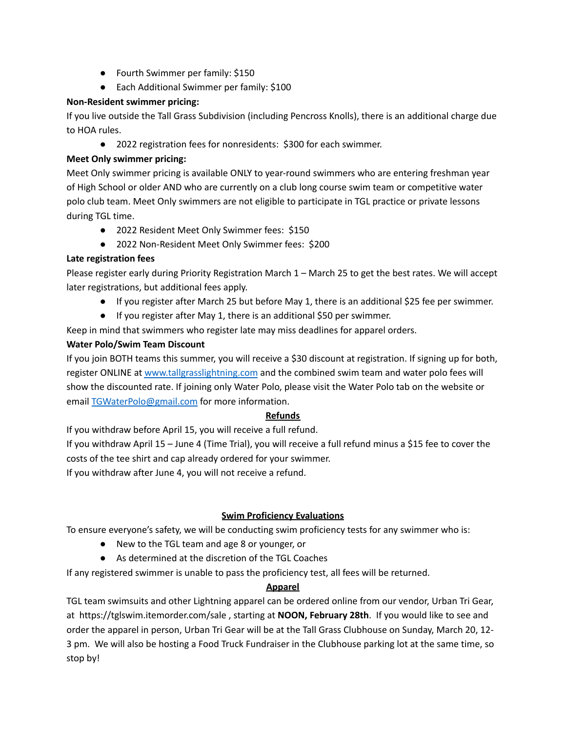- Fourth Swimmer per family: $150
- Each Additional Swimmer per family: $100

**Non-Resident swimmer pricing:**

If you live outside the Tall Grass Subdivision (including Pencross Knolls), there is an additional charge due to HOA rules.

- 2022 registration fees for nonresidents: $300 for each swimmer.

**Meet Only swimmer pricing:**

Meet Only swimmer pricing is available ONLY to year-round swimmers who are entering freshman year of High School or older AND who are currently on a club long course swim team or competitive water polo club team. Meet Only swimmers are not eligible to participate in TGL practice or private lessons during TGL time.

- 2022 Resident Meet Only Swimmer fees: $150
- 2022 Non-Resident Meet Only Swimmer fees: $200

**Late registration fees**

Please register early during Priority Registration March 1 – March 25 to get the best rates. We will accept later registrations, but additional fees apply.

- If you register after March 25 but before May 1, there is an additional $25 fee per swimmer.
- If you register after May 1, there is an additional $50 per swimmer.

Keep in mind that swimmers who register late may miss deadlines for apparel orders.

**Water Polo/Swim Team Discount**

If you join BOTH teams this summer, you will receive a $30 discount at registration. If signing up for both, register ONLINE at [www.tallgrasslightning.com](http://www.tallgrasslightning.com) and the combined swim team and water polo fees will show the discounted rate. If joining only Water Polo, please visit the Water Polo tab on the website or email [TGWaterPolo@gmail.com](mailto:TGWaterPolo@gmail.com) for more information.

## Refunds

If you withdraw before April 15, you will receive a full refund.

If you withdraw April 15 – June 4 (Time Trial), you will receive a full refund minus a $15 fee to cover the costs of the tee shirt and cap already ordered for your swimmer.

If you withdraw after June 4, you will not receive a refund.

## Swim Proficiency Evaluations

To ensure everyone's safety, we will be conducting swim proficiency tests for any swimmer who is:

- New to the TGL team and age 8 or younger, or
- As determined at the discretion of the TGL Coaches

If any registered swimmer is unable to pass the proficiency test, all fees will be returned.

## Apparel

TGL team swimsuits and other Lightning apparel can be ordered online from our vendor, Urban Tri Gear, at https://tglswim.itemorder.com/sale , starting at **NOON, February 28th**. If you would like to see and order the apparel in person, Urban Tri Gear will be at the Tall Grass Clubhouse on Sunday, March 20, 12-3 pm. We will also be hosting a Food Truck Fundraiser in the Clubhouse parking lot at the same time, so stop by!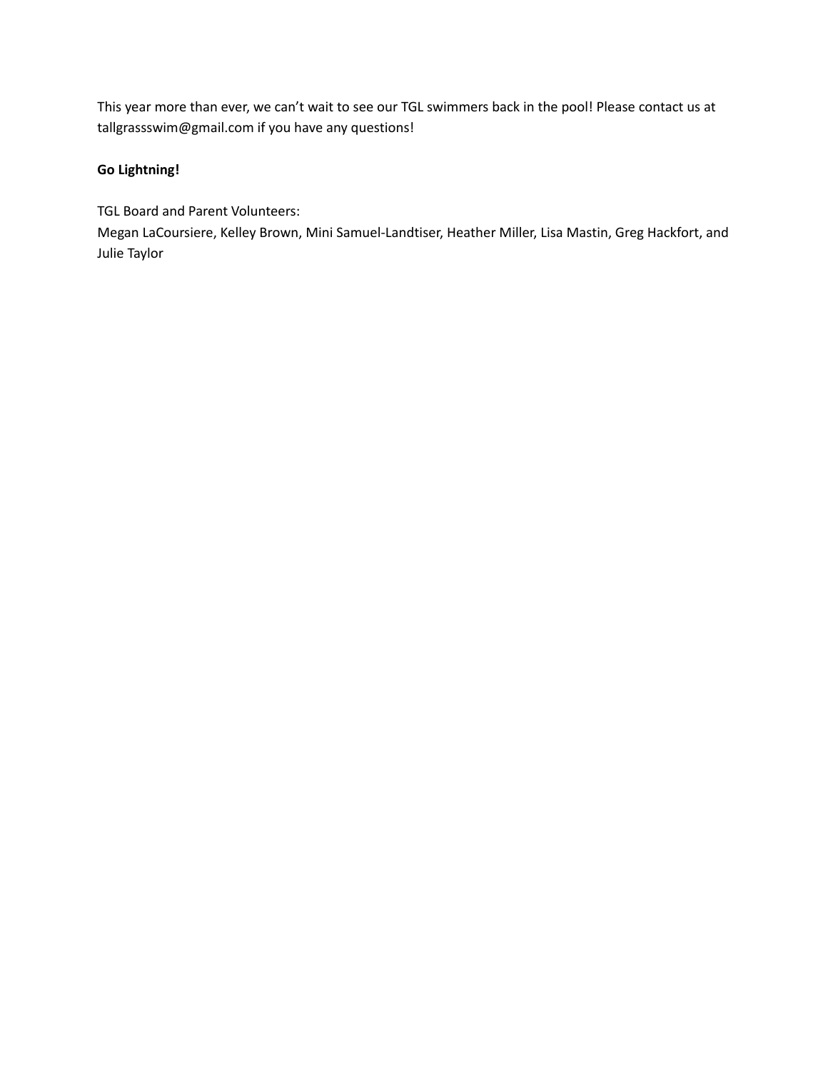This year more than ever, we can't wait to see our TGL swimmers back in the pool! Please contact us at tallgrassswim@gmail.com if you have any questions!

**Go Lightning!**

TGL Board and Parent Volunteers:
Megan LaCoursiere, Kelley Brown, Mini Samuel-Landtiser, Heather Miller, Lisa Mastin, Greg Hackfort, and Julie Taylor